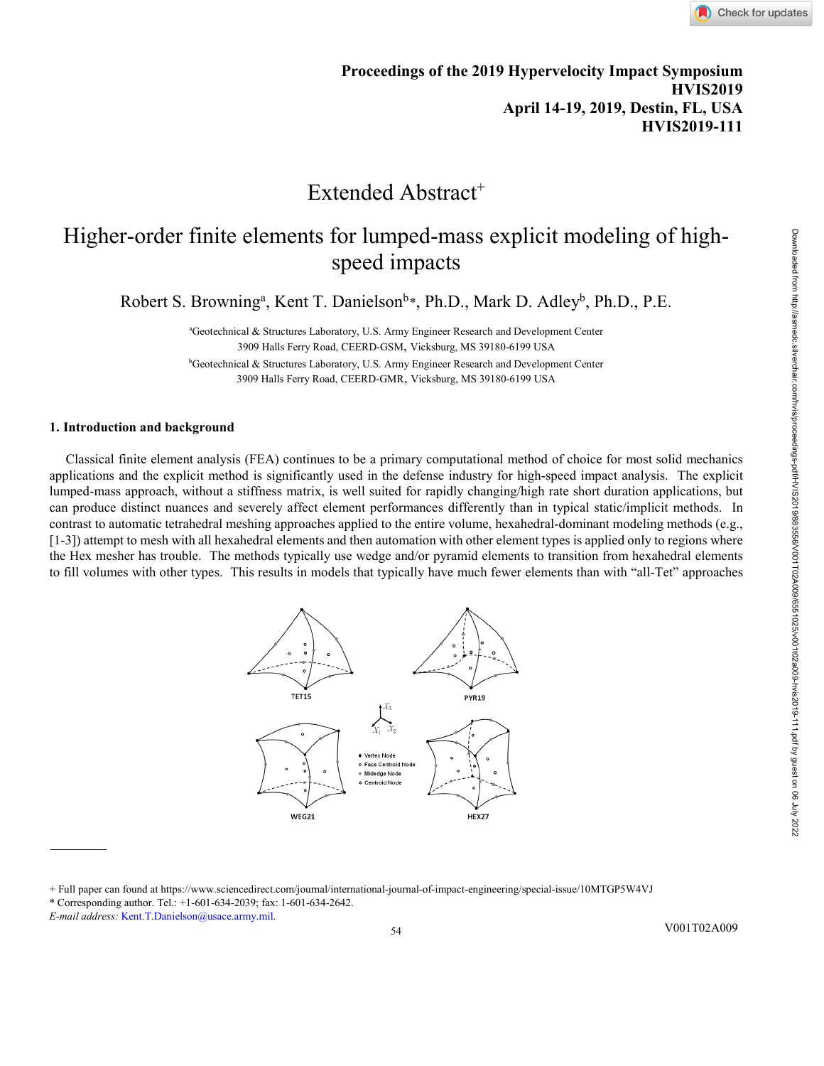Proceedings of the 2019 Hypervelocity Impact Symposium
**HVIS2019**
**April 14-19, 2019, Destin, FL, USA**
**HVIS2019-111**

# Extended Abstract+

# Higher-order finite elements for lumped-mass explicit modeling of high-speed impacts

Robert S. Browning[a], Kent T. Danielson[b]*, Ph.D., Mark D. Adley[b], Ph.D., P.E.

[a]Geotechnical & Structures Laboratory, U.S. Army Engineer Research and Development Center
3909 Halls Ferry Road, CEERD-GSM, Vicksburg, MS 39180-6199 USA

[b]Geotechnical & Structures Laboratory, U.S. Army Engineer Research and Development Center
3909 Halls Ferry Road, CEERD-GMR, Vicksburg, MS 39180-6199 USA

## 1. Introduction and background

Classical finite element analysis (FEA) continues to be a primary computational method of choice for most solid mechanics applications and the explicit method is significantly used in the defense industry for high-speed impact analysis. The explicit lumped-mass approach, without a stiffness matrix, is well suited for rapidly changing/high rate short duration applications, but can produce distinct nuances and severely affect element performances differently than in typical static/implicit methods. In contrast to automatic tetrahedral meshing approaches applied to the entire volume, hexahedral-dominant modeling methods (e.g., [1-3]) attempt to mesh with all hexahedral elements and then automation with other element types is applied only to regions where the Hex mesher has trouble. The methods typically use wedge and/or pyramid elements to transition from hexahedral elements to fill volumes with other types. This results in models that typically have much fewer elements than with "all-Tet" approaches

TET15 PYR19 WEG21 HEX27

Vertex Node
Face Centroid Node
Midedge Node
Centroid Node

$X_1$ $X_2$ $X_3$

+ Full paper can found at https://www.sciencedirect.com/journal/international-journal-of-impact-engineering/special-issue/10MTGP5W4VJ
* Corresponding author. Tel.: +1-601-634-2039; fax: 1-601-634-2642.
*E-mail address:* Kent.T.Danielson@usace.army.mil.

V001T02A009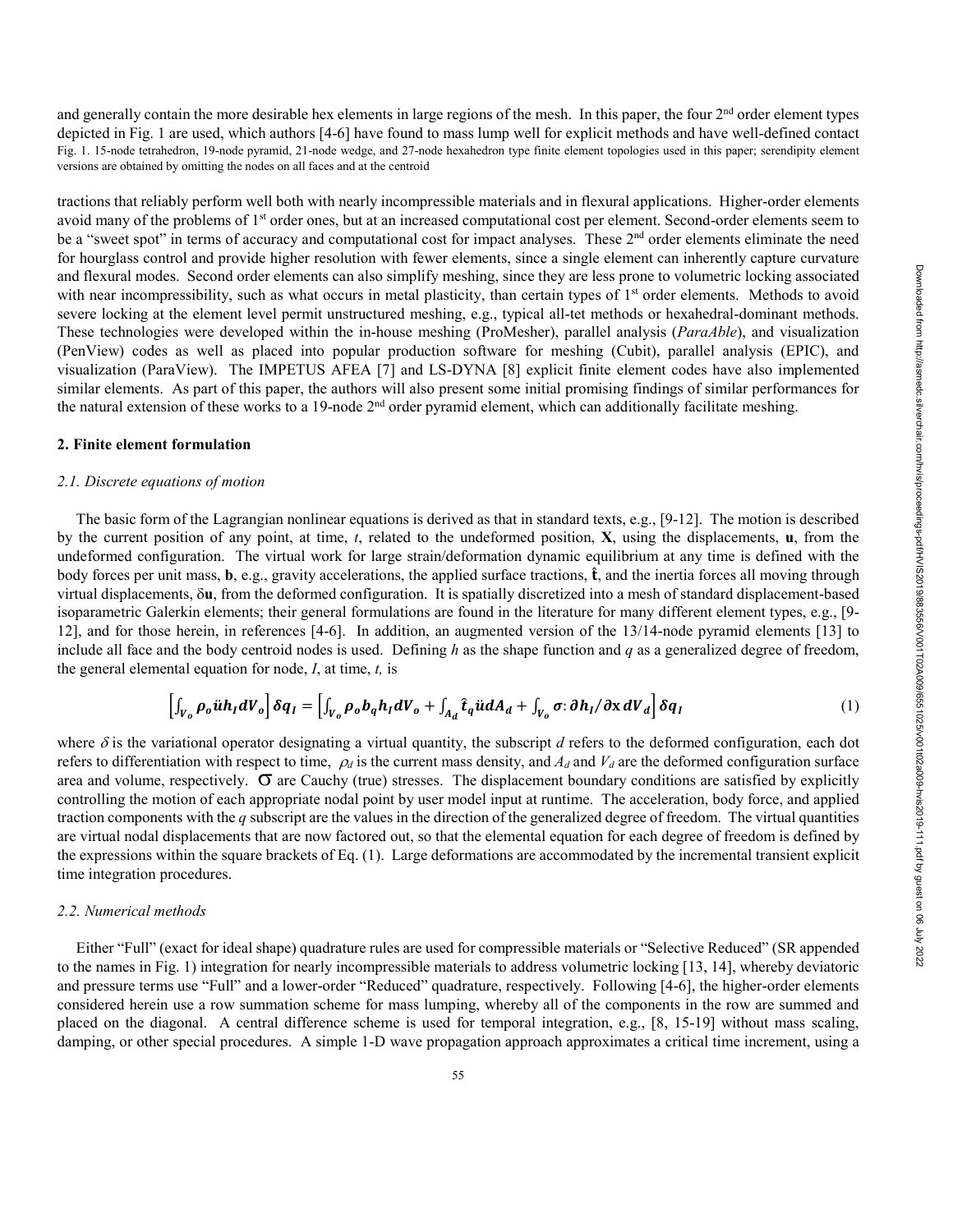and generally contain the more desirable hex elements in large regions of the mesh. In this paper, the four 2nd order element types depicted in Fig. 1 are used, which authors [4-6] have found to mass lump well for explicit methods and have well-defined contact

Fig. 1. 15-node tetrahedron, 19-node pyramid, 21-node wedge, and 27-node hexahedron type finite element topologies used in this paper; serendipity element versions are obtained by omitting the nodes on all faces and at the centroid

tractions that reliably perform well both with nearly incompressible materials and in flexural applications. Higher-order elements avoid many of the problems of 1st order ones, but at an increased computational cost per element. Second-order elements seem to be a "sweet spot" in terms of accuracy and computational cost for impact analyses. These 2nd order elements eliminate the need for hourglass control and provide higher resolution with fewer elements, since a single element can inherently capture curvature and flexural modes. Second order elements can also simplify meshing, since they are less prone to volumetric locking associated with near incompressibility, such as what occurs in metal plasticity, than certain types of 1st order elements. Methods to avoid severe locking at the element level permit unstructured meshing, e.g., typical all-tet methods or hexahedral-dominant methods. These technologies were developed within the in-house meshing (ProMesher), parallel analysis (*ParaAble*), and visualization (PenView) codes as well as placed into popular production software for meshing (Cubit), parallel analysis (EPIC), and visualization (ParaView). The IMPETUS AFEA [7] and LS-DYNA [8] explicit finite element codes have also implemented similar elements. As part of this paper, the authors will also present some initial promising findings of similar performances for the natural extension of these works to a 19-node 2nd order pyramid element, which can additionally facilitate meshing.

## 2. Finite element formulation

### *2.1. Discrete equations of motion*

The basic form of the Lagrangian nonlinear equations is derived as that in standard texts, e.g., [9-12]. The motion is described by the current position of any point, at time, $t$, related to the undeformed position, $\mathbf{X}$, using the displacements, $\mathbf{u}$, from the undeformed configuration. The virtual work for large strain/deformation dynamic equilibrium at any time is defined with the body forces per unit mass, $\mathbf{b}$, e.g., gravity accelerations, the applied surface tractions, $\hat{\mathbf{t}}$, and the inertia forces all moving through virtual displacements, $\delta\mathbf{u}$, from the deformed configuration. It is spatially discretized into a mesh of standard displacement-based isoparametric Galerkin elements; their general formulations are found in the literature for many different element types, e.g., [9-12], and for those herein, in references [4-6]. In addition, an augmented version of the 13/14-node pyramid elements [13] to include all face and the body centroid nodes is used. Defining $h$ as the shape function and $q$ as a generalized degree of freedom, the general elemental equation for node, $I$, at time, $t$, is

$$\left[\int_{V_o} \rho_o \ddot{u} h_I dV_o\right] \delta q_I = \left[\int_{V_o} \rho_o b_q h_I dV_o + \int_{A_d} \hat{t}_q \dot{u} dA_d + \int_{V_o} \sigma : \partial h_I / \partial \mathbf{x}\, dV_d\right] \delta q_I \tag{1}$$

where $\delta$ is the variational operator designating a virtual quantity, the subscript $d$ refers to the deformed configuration, each dot refers to differentiation with respect to time, $\rho_d$ is the current mass density, and $A_d$ and $V_d$ are the deformed configuration surface area and volume, respectively. $\sigma$ are Cauchy (true) stresses. The displacement boundary conditions are satisfied by explicitly controlling the motion of each appropriate nodal point by user model input at runtime. The acceleration, body force, and applied traction components with the $q$ subscript are the values in the direction of the generalized degree of freedom. The virtual quantities are virtual nodal displacements that are now factored out, so that the elemental equation for each degree of freedom is defined by the expressions within the square brackets of Eq. (1). Large deformations are accommodated by the incremental transient explicit time integration procedures.

### *2.2. Numerical methods*

Either "Full" (exact for ideal shape) quadrature rules are used for compressible materials or "Selective Reduced" (SR appended to the names in Fig. 1) integration for nearly incompressible materials to address volumetric locking [13, 14], whereby deviatoric and pressure terms use "Full" and a lower-order "Reduced" quadrature, respectively. Following [4-6], the higher-order elements considered herein use a row summation scheme for mass lumping, whereby all of the components in the row are summed and placed on the diagonal. A central difference scheme is used for temporal integration, e.g., [8, 15-19] without mass scaling, damping, or other special procedures. A simple 1-D wave propagation approach approximates a critical time increment, using a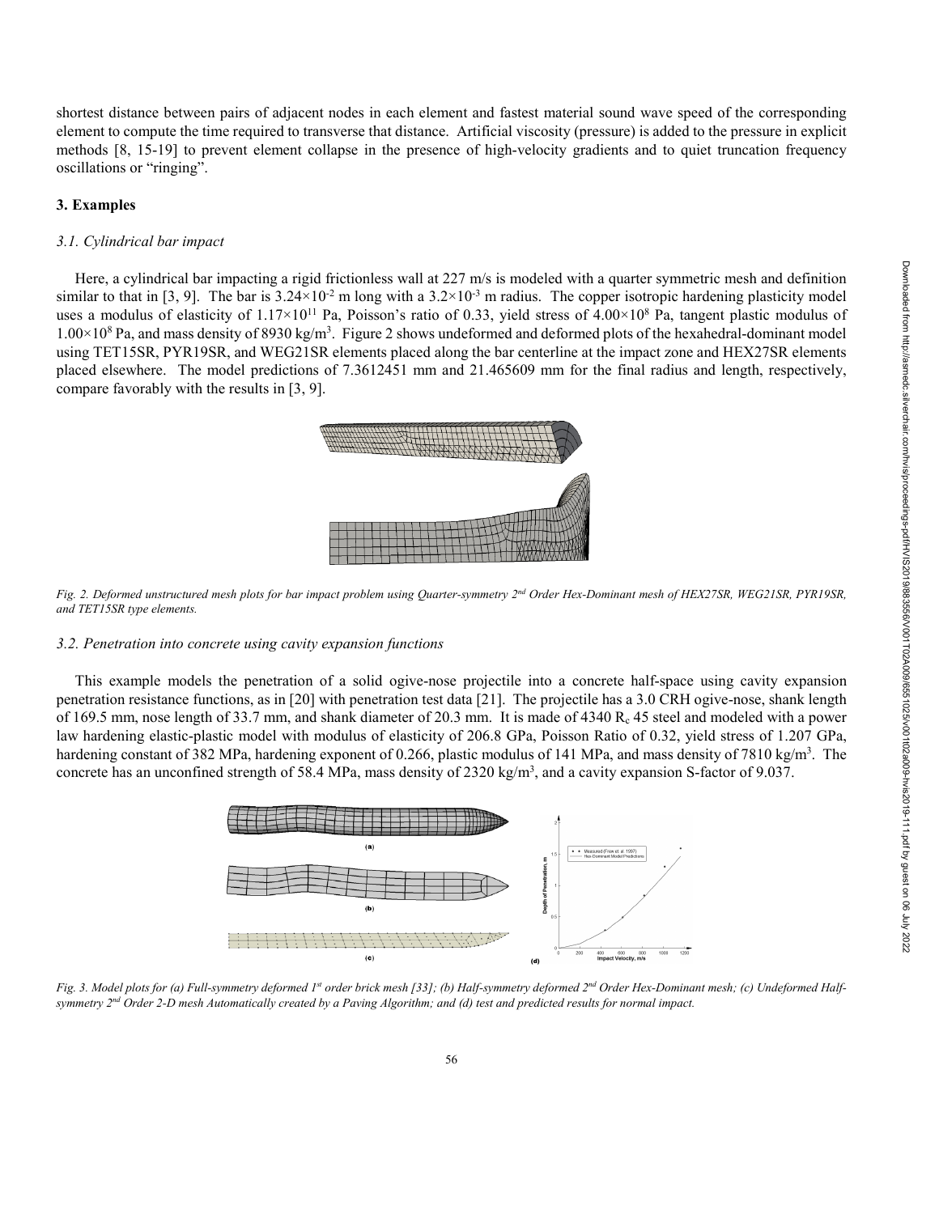shortest distance between pairs of adjacent nodes in each element and fastest material sound wave speed of the corresponding element to compute the time required to transverse that distance. Artificial viscosity (pressure) is added to the pressure in explicit methods [8, 15-19] to prevent element collapse in the presence of high-velocity gradients and to quiet truncation frequency oscillations or "ringing".

## 3. Examples

### *3.1. Cylindrical bar impact*

Here, a cylindrical bar impacting a rigid frictionless wall at 227 m/s is modeled with a quarter symmetric mesh and definition similar to that in [3, 9]. The bar is $3.24\times10^{-2}$ m long with a $3.2\times10^{-3}$ m radius. The copper isotropic hardening plasticity model uses a modulus of elasticity of $1.17\times10^{11}$ Pa, Poisson's ratio of 0.33, yield stress of $4.00\times10^{8}$ Pa, tangent plastic modulus of $1.00\times10^{8}$ Pa, and mass density of 8930 kg/m$^3$. Figure 2 shows undeformed and deformed plots of the hexahedral-dominant model using TET15SR, PYR19SR, and WEG21SR elements placed along the bar centerline at the impact zone and HEX27SR elements placed elsewhere. The model predictions of 7.3612451 mm and 21.465609 mm for the final radius and length, respectively, compare favorably with the results in [3, 9].

*Fig. 2. Deformed unstructured mesh plots for bar impact problem using Quarter-symmetry 2nd Order Hex-Dominant mesh of HEX27SR, WEG21SR, PYR19SR, and TET15SR type elements.*

### *3.2. Penetration into concrete using cavity expansion functions*

This example models the penetration of a solid ogive-nose projectile into a concrete half-space using cavity expansion penetration resistance functions, as in [20] with penetration test data [21]. The projectile has a 3.0 CRH ogive-nose, shank length of 169.5 mm, nose length of 33.7 mm, and shank diameter of 20.3 mm. It is made of 4340 $R_c$ 45 steel and modeled with a power law hardening elastic-plastic model with modulus of elasticity of 206.8 GPa, Poisson Ratio of 0.32, yield stress of 1.207 GPa, hardening constant of 382 MPa, hardening exponent of 0.266, plastic modulus of 141 MPa, and mass density of 7810 kg/m$^3$. The concrete has an unconfined strength of 58.4 MPa, mass density of 2320 kg/m$^3$, and a cavity expansion S-factor of 9.037.

*Fig. 3. Model plots for (a) Full-symmetry deformed 1st order brick mesh [33]; (b) Half-symmetry deformed 2nd Order Hex-Dominant mesh; (c) Undeformed Half-symmetry 2nd Order 2-D mesh Automatically created by a Paving Algorithm; and (d) test and predicted results for normal impact.*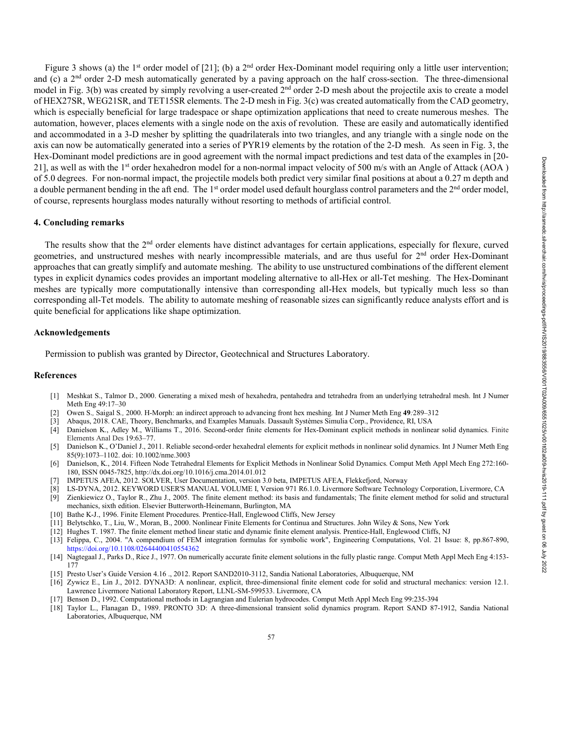Figure 3 shows (a) the 1st order model of [21]; (b) a 2nd order Hex-Dominant model requiring only a little user intervention; and (c) a 2nd order 2-D mesh automatically generated by a paving approach on the half cross-section. The three-dimensional model in Fig. 3(b) was created by simply revolving a user-created 2nd order 2-D mesh about the projectile axis to create a model of HEX27SR, WEG21SR, and TET15SR elements. The 2-D mesh in Fig. 3(c) was created automatically from the CAD geometry, which is especially beneficial for large tradespace or shape optimization applications that need to create numerous meshes. The automation, however, places elements with a single node on the axis of revolution. These are easily and automatically identified and accommodated in a 3-D mesher by splitting the quadrilaterals into two triangles, and any triangle with a single node on the axis can now be automatically generated into a series of PYR19 elements by the rotation of the 2-D mesh. As seen in Fig. 3, the Hex-Dominant model predictions are in good agreement with the normal impact predictions and test data of the examples in [20-21], as well as with the 1st order hexahedron model for a non-normal impact velocity of 500 m/s with an Angle of Attack (AOA ) of 5.0 degrees. For non-normal impact, the projectile models both predict very similar final positions at about a 0.27 m depth and a double permanent bending in the aft end. The 1st order model used default hourglass control parameters and the 2nd order model, of course, represents hourglass modes naturally without resorting to methods of artificial control.

## 4. Concluding remarks

The results show that the 2nd order elements have distinct advantages for certain applications, especially for flexure, curved geometries, and unstructured meshes with nearly incompressible materials, and are thus useful for 2nd order Hex-Dominant approaches that can greatly simplify and automate meshing. The ability to use unstructured combinations of the different element types in explicit dynamics codes provides an important modeling alternative to all-Hex or all-Tet meshing. The Hex-Dominant meshes are typically more computationally intensive than corresponding all-Hex models, but typically much less so than corresponding all-Tet models. The ability to automate meshing of reasonable sizes can significantly reduce analysts effort and is quite beneficial for applications like shape optimization.

## Acknowledgements

Permission to publish was granted by Director, Geotechnical and Structures Laboratory.

## References

[1] Meshkat S., Talmor D., 2000. Generating a mixed mesh of hexahedra, pentahedra and tetrahedra from an underlying tetrahedral mesh. Int J Numer Meth Eng 49:17–30

[2] Owen S., Saigal S., 2000. H-Morph: an indirect approach to advancing front hex meshing. Int J Numer Meth Eng **49**:289–312

[3] Abaqus, 2018. CAE, Theory, Benchmarks, and Examples Manuals. Dassault Systèmes Simulia Corp., Providence, RI, USA

[4] Danielson K., Adley M., Williams T., 2016. Second-order finite elements for Hex-Dominant explicit methods in nonlinear solid dynamics. Finite Elements Anal Des 19:63–77.

[5] Danielson K., O'Daniel J., 2011. Reliable second-order hexahedral elements for explicit methods in nonlinear solid dynamics. Int J Numer Meth Eng 85(9):1073–1102. doi: 10.1002/nme.3003

[6] Danielson, K., 2014. Fifteen Node Tetrahedral Elements for Explicit Methods in Nonlinear Solid Dynamics. Comput Meth Appl Mech Eng 272:160-180, ISSN 0045-7825, http://dx.doi.org/10.1016/j.cma.2014.01.012

[7] IMPETUS AFEA, 2012. SOLVER, User Documentation, version 3.0 beta, IMPETUS AFEA, Flekkefjord, Norway

[8] LS-DYNA, 2012. KEYWORD USER'S MANUAL VOLUME I, Version 971 R6.1.0. Livermore Software Technology Corporation, Livermore, CA

[9] Zienkiewicz O., Taylor R., Zhu J., 2005. The finite element method: its basis and fundamentals; The finite element method for solid and structural mechanics, sixth edition. Elsevier Butterworth-Heinemann, Burlington, MA

[10] Bathe K-J., 1996. Finite Element Procedures. Prentice-Hall, Englewood Cliffs, New Jersey

[11] Belytschko, T., Liu, W., Moran, B., 2000. Nonlinear Finite Elements for Continua and Structures. John Wiley & Sons, New York

[12] Hughes T. 1987. The finite element method linear static and dynamic finite element analysis. Prentice-Hall, Englewood Cliffs, NJ

[13] Felippa, C., 2004. "A compendium of FEM integration formulas for symbolic work", Engineering Computations, Vol. 21 Issue: 8, pp.867-890, https://doi.org/10.1108/02644400410554362

[14] Nagtegaal J., Parks D., Rice J., 1977. On numerically accurate finite element solutions in the fully plastic range. Comput Meth Appl Mech Eng 4:153-177

[15] Presto User's Guide Version 4.16 ., 2012. Report SAND2010-3112, Sandia National Laboratories, Albuquerque, NM

[16] Zywicz E., Lin J., 2012. DYNA3D: A nonlinear, explicit, three-dimensional finite element code for solid and structural mechanics: version 12.1. Lawrence Livermore National Laboratory Report, LLNL-SM-599533. Livermore, CA

[17] Benson D., 1992. Computational methods in Lagrangian and Eulerian hydrocodes. Comput Meth Appl Mech Eng 99:235-394

[18] Taylor L., Flanagan D., 1989. PRONTO 3D: A three-dimensional transient solid dynamics program. Report SAND 87-1912, Sandia National Laboratories, Albuquerque, NM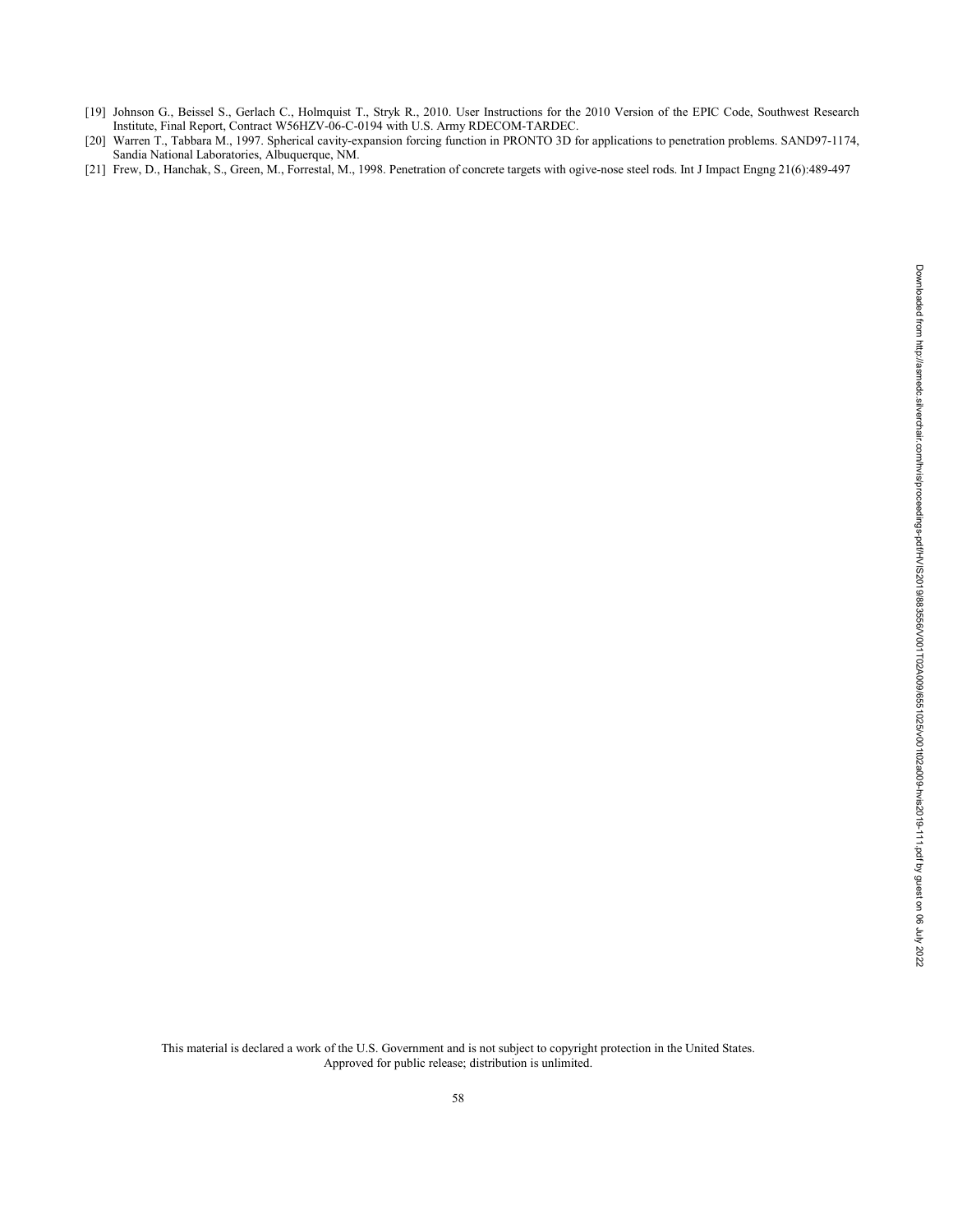[19] Johnson G., Beissel S., Gerlach C., Holmquist T., Stryk R., 2010. User Instructions for the 2010 Version of the EPIC Code, Southwest Research Institute, Final Report, Contract W56HZV-06-C-0194 with U.S. Army RDECOM-TARDEC.

[20] Warren T., Tabbara M., 1997. Spherical cavity-expansion forcing function in PRONTO 3D for applications to penetration problems. SAND97-1174, Sandia National Laboratories, Albuquerque, NM.

[21] Frew, D., Hanchak, S., Green, M., Forrestal, M., 1998. Penetration of concrete targets with ogive-nose steel rods. Int J Impact Engng 21(6):489-497

This material is declared a work of the U.S. Government and is not subject to copyright protection in the United States.
Approved for public release; distribution is unlimited.